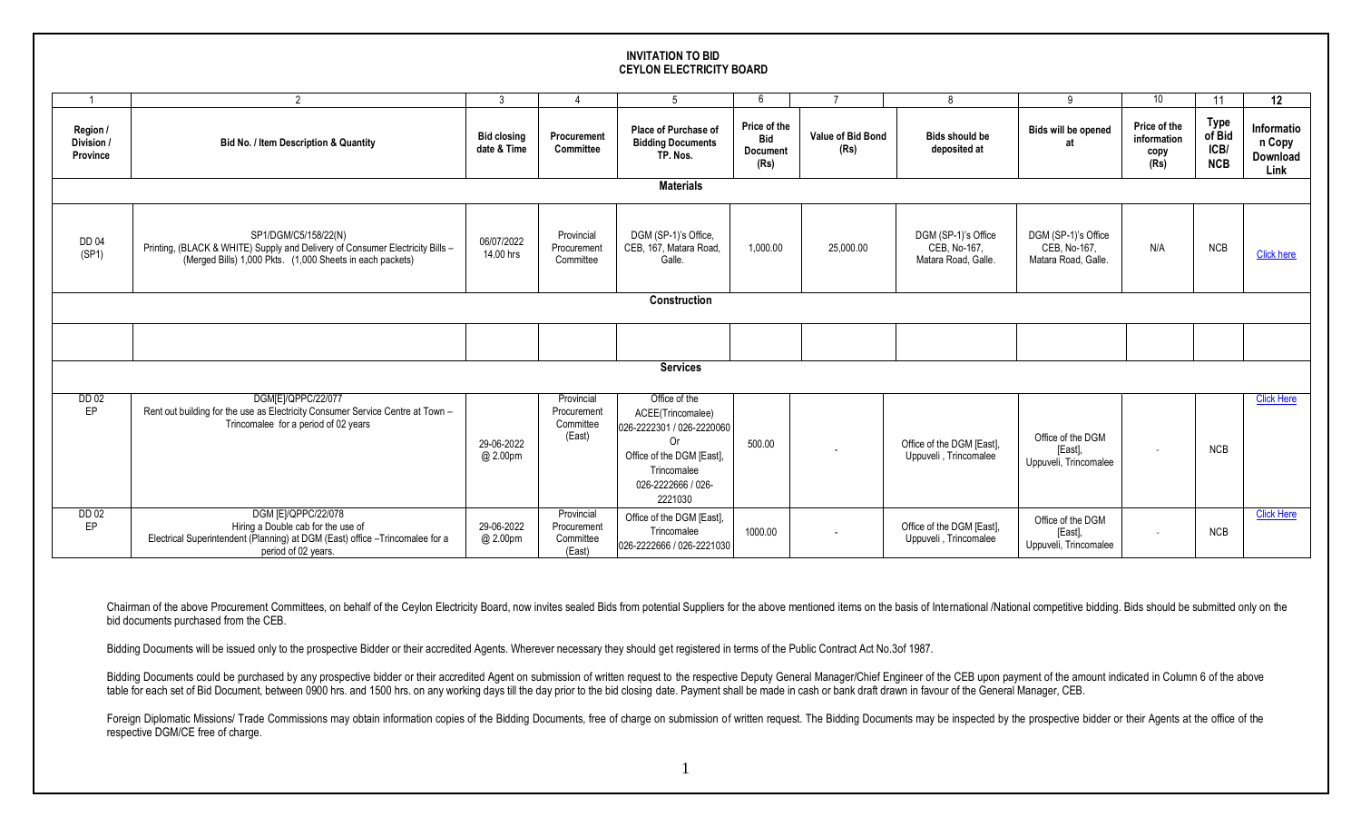# INVITATION TO BID
## CEYLON ELECTRICITY BOARD

| 1 | 2 | 3 | 4 | 5 | 6 | 7 | 8 | 9 | 10 | 11 | 12 |
|---|---|---|---|---|---|---|---|---|---|---|---|
| **Region / Division / Province** | **Bid No. / Item Description & Quantity** | **Bid closing date & Time** | **Procurement Committee** | **Place of Purchase of Bidding Documents TP. Nos.** | **Price of the Bid Document (Rs)** | **Value of Bid Bond (Rs)** | **Bids should be deposited at** | **Bids will be opened at** | **Price of the information copy (Rs)** | **Type of Bid ICB/ NCB** | **Information Copy Download Link** |
| | | | | **Materials** | | | | | | | |
| DD 04 (SP1) | SP1/DGM/C5/158/22(N) Printing, (BLACK & WHITE) Supply and Delivery of Consumer Electricity Bills – (Merged Bills) 1,000 Pkts. (1,000 Sheets in each packets) | 06/07/2022 14.00 hrs | Provincial Procurement Committee | DGM (SP-1)'s Office, CEB, 167, Matara Road, Galle. | 1,000.00 | 25,000.00 | DGM (SP-1)'s Office CEB, No-167, Matara Road, Galle. | DGM (SP-1)'s Office CEB, No-167, Matara Road, Galle. | N/A | NCB | Click here |
| | | | | **Construction** | | | | | | | |
| | | | | | | | | | | | |
| | | | | **Services** | | | | | | | |
| DD 02 EP | DGM[E]/QPPC/22/077 Rent out building for the use as Electricity Consumer Service Centre at Town – Trincomalee for a period of 02 years | 29-06-2022 @ 2.00pm | Provincial Procurement Committee (East) | Office of the ACEE(Trincomalee) 026-2222301 / 026-2220060 Or Office of the DGM [East], Trincomalee 026-2222666 / 026-2221030 | 500.00 | - | Office of the DGM [East], Uppuveli , Trincomalee | Office of the DGM [East], Uppuveli, Trincomalee | - | NCB | Click Here |
| DD 02 EP | DGM [E]/QPPC/22/078 Hiring a Double cab for the use of Electrical Superintendent (Planning) at DGM (East) office –Trincomalee for a period of 02 years. | 29-06-2022 @ 2.00pm | Provincial Procurement Committee (East) | Office of the DGM [East], Trincomalee 026-2222666 / 026-2221030 | 1000.00 | - | Office of the DGM [East], Uppuveli , Trincomalee | Office of the DGM [East], Uppuveli, Trincomalee | - | NCB | Click Here |

Chairman of the above Procurement Committees, on behalf of the Ceylon Electricity Board, now invites sealed Bids from potential Suppliers for the above mentioned items on the basis of International /National competitive bidding. Bids should be submitted only on the bid documents purchased from the CEB.

Bidding Documents will be issued only to the prospective Bidder or their accredited Agents. Wherever necessary they should get registered in terms of the Public Contract Act No.3of 1987.

Bidding Documents could be purchased by any prospective bidder or their accredited Agent on submission of written request to the respective Deputy General Manager/Chief Engineer of the CEB upon payment of the amount indicated in Column 6 of the above table for each set of Bid Document, between 0900 hrs. and 1500 hrs. on any working days till the day prior to the bid closing date. Payment shall be made in cash or bank draft drawn in favour of the General Manager, CEB.

Foreign Diplomatic Missions/ Trade Commissions may obtain information copies of the Bidding Documents, free of charge on submission of written request. The Bidding Documents may be inspected by the prospective bidder or their Agents at the office of the respective DGM/CE free of charge.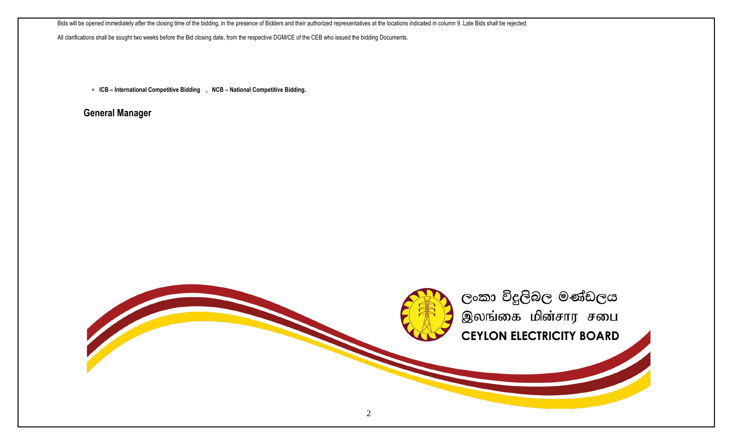Bids will be opened immediately after the closing time of the bidding, in the presence of Bidders and their authorized representatives at the locations indicated in column 9. Late Bids shall be rejected.

All clarifications shall be sought two weeks before the Bid closing date, from the respective DGM/CE of the CEB who issued the bidding Documents.

* **ICB – International Competitive Bidding , NCB – National Competitive Bidding.**

**General Manager**

ලංකා විදුලිබල මණ්ඩලය
இலங்கை மின்சார சபை
**CEYLON ELECTRICITY BOARD**